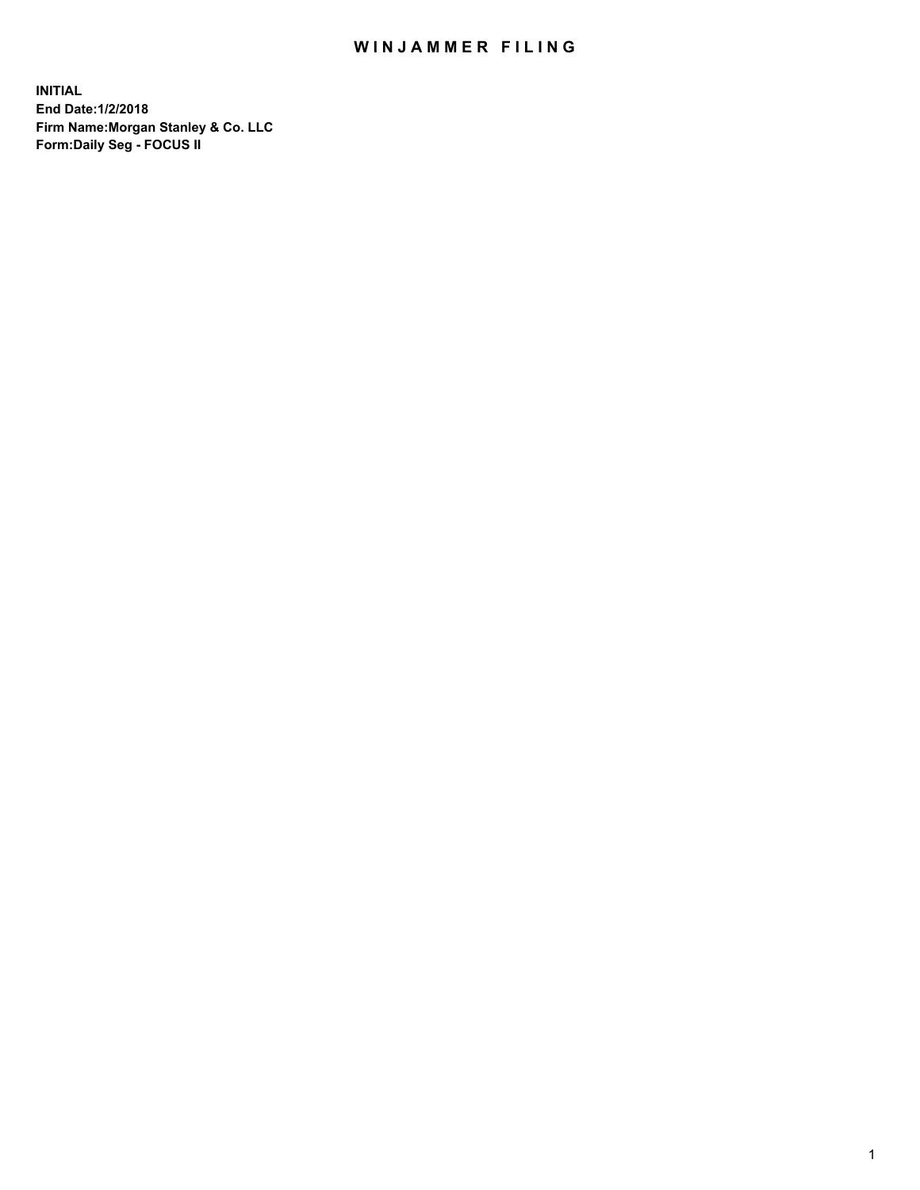# WINJAMMER FILING

**INITIAL**
**End Date:1/2/2018**
**Firm Name:Morgan Stanley & Co. LLC**
**Form:Daily Seg - FOCUS II**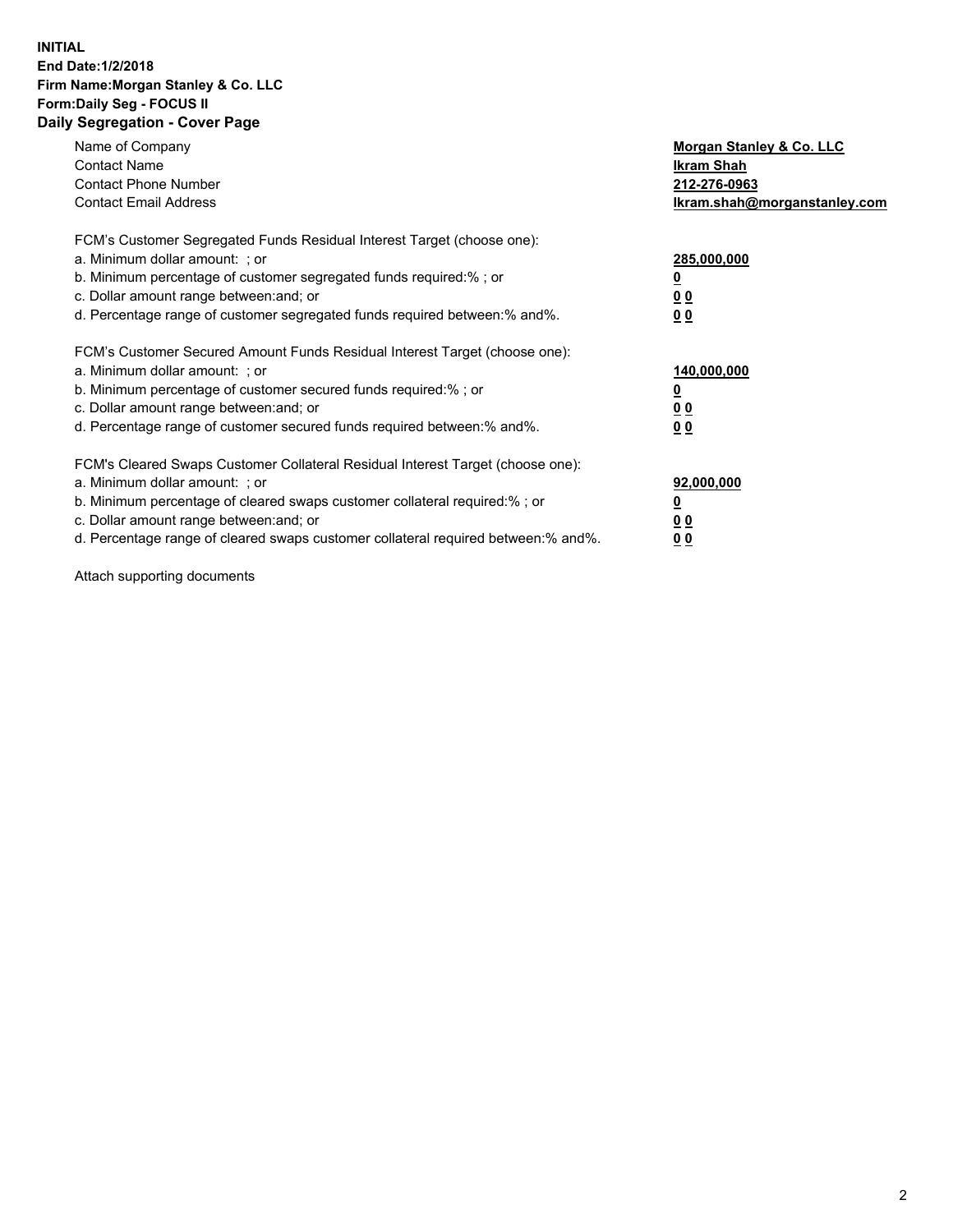**INITIAL**
**End Date:1/2/2018**
**Firm Name:Morgan Stanley & Co. LLC**
**Form:Daily Seg - FOCUS II**
**Daily Segregation - Cover Page**

| | |
|---|---|
| Name of Company | **Morgan Stanley & Co. LLC** |
| Contact Name | **Ikram Shah** |
| Contact Phone Number | **212-276-0963** |
| Contact Email Address | **Ikram.shah@morganstanley.com** |

FCM's Customer Segregated Funds Residual Interest Target (choose one):

| | |
|---|---|
| a. Minimum dollar amount: ; or | **285,000,000** |
| b. Minimum percentage of customer segregated funds required:% ; or | **0** |
| c. Dollar amount range between:and; or | **0 0** |
| d. Percentage range of customer segregated funds required between:% and%. | **0 0** |

FCM's Customer Secured Amount Funds Residual Interest Target (choose one):

| | |
|---|---|
| a. Minimum dollar amount: ; or | **140,000,000** |
| b. Minimum percentage of customer secured funds required:% ; or | **0** |
| c. Dollar amount range between:and; or | **0 0** |
| d. Percentage range of customer secured funds required between:% and%. | **0 0** |

FCM's Cleared Swaps Customer Collateral Residual Interest Target (choose one):

| | |
|---|---|
| a. Minimum dollar amount: ; or | **92,000,000** |
| b. Minimum percentage of cleared swaps customer collateral required:% ; or | **0** |
| c. Dollar amount range between:and; or | **0 0** |
| d. Percentage range of cleared swaps customer collateral required between:% and%. | **0 0** |

Attach supporting documents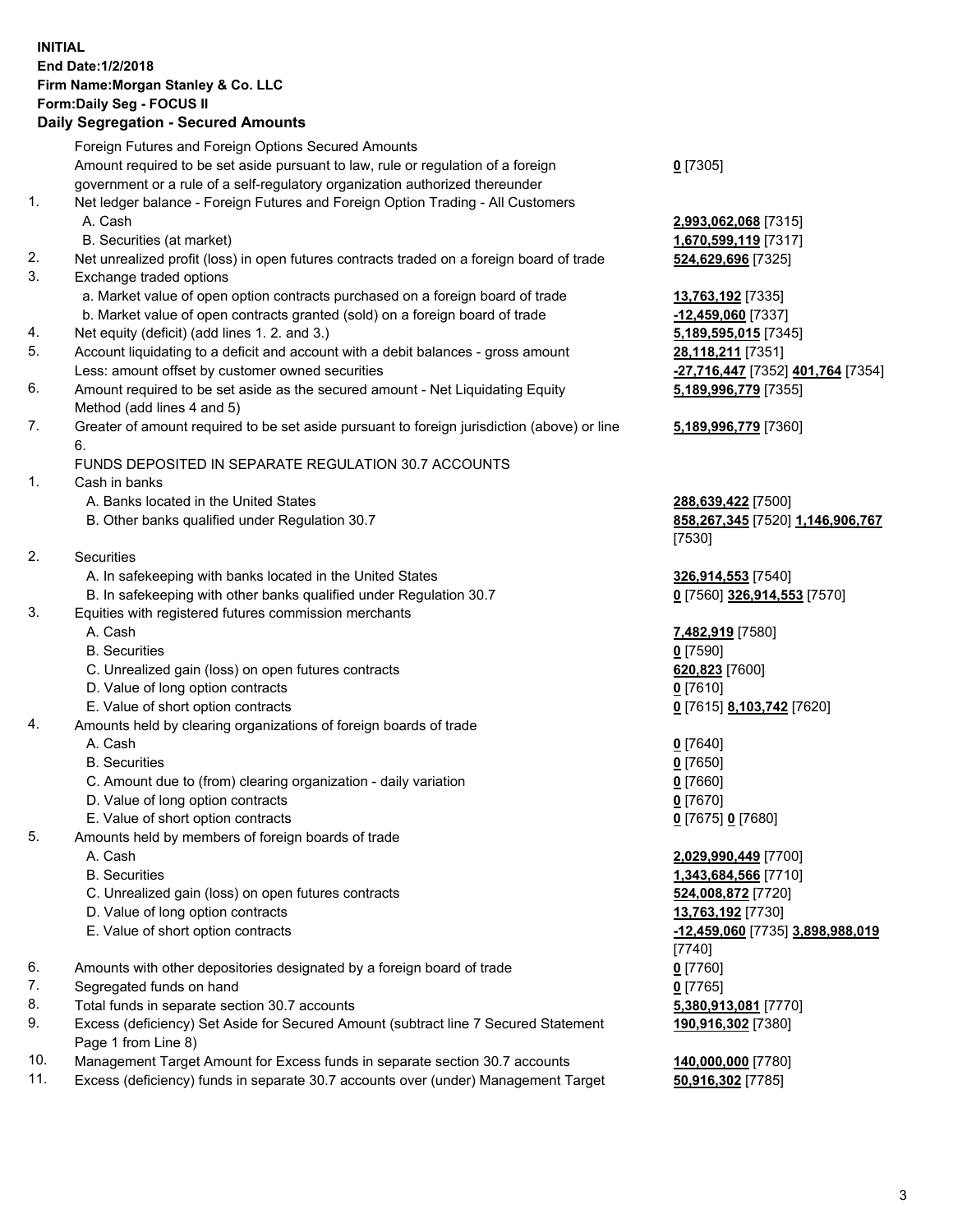**INITIAL**
**End Date:1/2/2018**
**Firm Name:Morgan Stanley & Co. LLC**
**Form:Daily Seg - FOCUS II**
**Daily Segregation - Secured Amounts**

| | | |
|---|---|---|
| | Foreign Futures and Foreign Options Secured Amounts | |
| | Amount required to be set aside pursuant to law, rule or regulation of a foreign government or a rule of a self-regulatory organization authorized thereunder | **0** [7305] |
| 1. | Net ledger balance - Foreign Futures and Foreign Option Trading - All Customers | |
| | A. Cash | **2,993,062,068** [7315] |
| | B. Securities (at market) | **1,670,599,119** [7317] |
| 2. | Net unrealized profit (loss) in open futures contracts traded on a foreign board of trade | **524,629,696** [7325] |
| 3. | Exchange traded options | |
| | a. Market value of open option contracts purchased on a foreign board of trade | **13,763,192** [7335] |
| | b. Market value of open contracts granted (sold) on a foreign board of trade | **-12,459,060** [7337] |
| 4. | Net equity (deficit) (add lines 1. 2. and 3.) | **5,189,595,015** [7345] |
| 5. | Account liquidating to a deficit and account with a debit balances - gross amount | **28,118,211** [7351] |
| | Less: amount offset by customer owned securities | **-27,716,447** [7352] **401,764** [7354] |
| 6. | Amount required to be set aside as the secured amount - Net Liquidating Equity Method (add lines 4 and 5) | **5,189,996,779** [7355] |
| 7. | Greater of amount required to be set aside pursuant to foreign jurisdiction (above) or line 6. | **5,189,996,779** [7360] |
| | FUNDS DEPOSITED IN SEPARATE REGULATION 30.7 ACCOUNTS | |
| 1. | Cash in banks | |
| | A. Banks located in the United States | **288,639,422** [7500] |
| | B. Other banks qualified under Regulation 30.7 | **858,267,345** [7520] **1,146,906,767** [7530] |
| 2. | Securities | |
| | A. In safekeeping with banks located in the United States | **326,914,553** [7540] |
| | B. In safekeeping with other banks qualified under Regulation 30.7 | **0** [7560] **326,914,553** [7570] |
| 3. | Equities with registered futures commission merchants | |
| | A. Cash | **7,482,919** [7580] |
| | B. Securities | **0** [7590] |
| | C. Unrealized gain (loss) on open futures contracts | **620,823** [7600] |
| | D. Value of long option contracts | **0** [7610] |
| | E. Value of short option contracts | **0** [7615] **8,103,742** [7620] |
| 4. | Amounts held by clearing organizations of foreign boards of trade | |
| | A. Cash | **0** [7640] |
| | B. Securities | **0** [7650] |
| | C. Amount due to (from) clearing organization - daily variation | **0** [7660] |
| | D. Value of long option contracts | **0** [7670] |
| | E. Value of short option contracts | **0** [7675] **0** [7680] |
| 5. | Amounts held by members of foreign boards of trade | |
| | A. Cash | **2,029,990,449** [7700] |
| | B. Securities | **1,343,684,566** [7710] |
| | C. Unrealized gain (loss) on open futures contracts | **524,008,872** [7720] |
| | D. Value of long option contracts | **13,763,192** [7730] |
| | E. Value of short option contracts | **-12,459,060** [7735] **3,898,988,019** [7740] |
| 6. | Amounts with other depositories designated by a foreign board of trade | **0** [7760] |
| 7. | Segregated funds on hand | **0** [7765] |
| 8. | Total funds in separate section 30.7 accounts | **5,380,913,081** [7770] |
| 9. | Excess (deficiency) Set Aside for Secured Amount (subtract line 7 Secured Statement Page 1 from Line 8) | **190,916,302** [7380] |
| 10. | Management Target Amount for Excess funds in separate section 30.7 accounts | **140,000,000** [7780] |
| 11. | Excess (deficiency) funds in separate 30.7 accounts over (under) Management Target | **50,916,302** [7785] |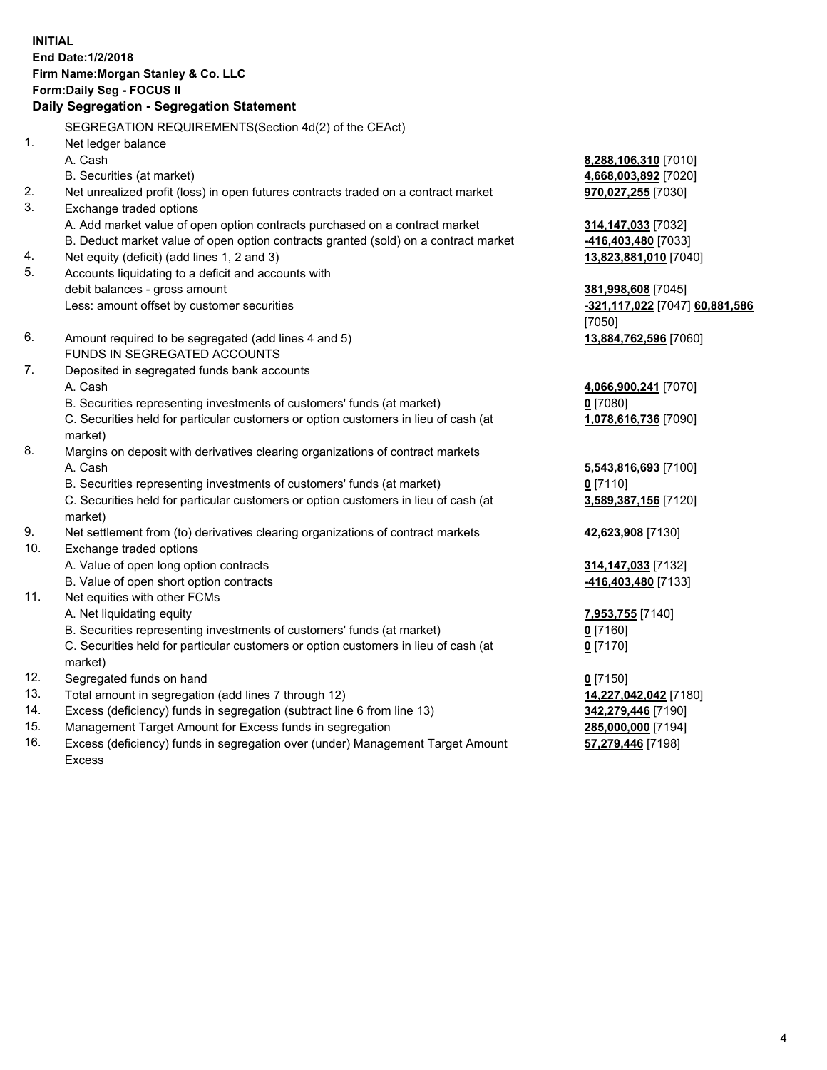**INITIAL**
**End Date:1/2/2018**
**Firm Name:Morgan Stanley & Co. LLC**
**Form:Daily Seg - FOCUS II**
**Daily Segregation - Segregation Statement**

SEGREGATION REQUIREMENTS(Section 4d(2) of the CEAct)

| | | |
|---|---|---|
| 1. | Net ledger balance | |
| | A. Cash | **8,288,106,310** [7010] |
| | B. Securities (at market) | **4,668,003,892** [7020] |
| 2. | Net unrealized profit (loss) in open futures contracts traded on a contract market | **970,027,255** [7030] |
| 3. | Exchange traded options | |
| | A. Add market value of open option contracts purchased on a contract market | **314,147,033** [7032] |
| | B. Deduct market value of open option contracts granted (sold) on a contract market | **-416,403,480** [7033] |
| 4. | Net equity (deficit) (add lines 1, 2 and 3) | **13,823,881,010** [7040] |
| 5. | Accounts liquidating to a deficit and accounts with debit balances - gross amount | **381,998,608** [7045] |
| | Less: amount offset by customer securities | **-321,117,022** [7047] **60,881,586** [7050] |
| 6. | Amount required to be segregated (add lines 4 and 5) | **13,884,762,596** [7060] |
| | FUNDS IN SEGREGATED ACCOUNTS | |
| 7. | Deposited in segregated funds bank accounts | |
| | A. Cash | **4,066,900,241** [7070] |
| | B. Securities representing investments of customers' funds (at market) | **0** [7080] |
| | C. Securities held for particular customers or option customers in lieu of cash (at market) | **1,078,616,736** [7090] |
| 8. | Margins on deposit with derivatives clearing organizations of contract markets | |
| | A. Cash | **5,543,816,693** [7100] |
| | B. Securities representing investments of customers' funds (at market) | **0** [7110] |
| | C. Securities held for particular customers or option customers in lieu of cash (at market) | **3,589,387,156** [7120] |
| 9. | Net settlement from (to) derivatives clearing organizations of contract markets | **42,623,908** [7130] |
| 10. | Exchange traded options | |
| | A. Value of open long option contracts | **314,147,033** [7132] |
| | B. Value of open short option contracts | **-416,403,480** [7133] |
| 11. | Net equities with other FCMs | |
| | A. Net liquidating equity | **7,953,755** [7140] |
| | B. Securities representing investments of customers' funds (at market) | **0** [7160] |
| | C. Securities held for particular customers or option customers in lieu of cash (at market) | **0** [7170] |
| 12. | Segregated funds on hand | **0** [7150] |
| 13. | Total amount in segregation (add lines 7 through 12) | **14,227,042,042** [7180] |
| 14. | Excess (deficiency) funds in segregation (subtract line 6 from line 13) | **342,279,446** [7190] |
| 15. | Management Target Amount for Excess funds in segregation | **285,000,000** [7194] |
| 16. | Excess (deficiency) funds in segregation over (under) Management Target Amount Excess | **57,279,446** [7198] |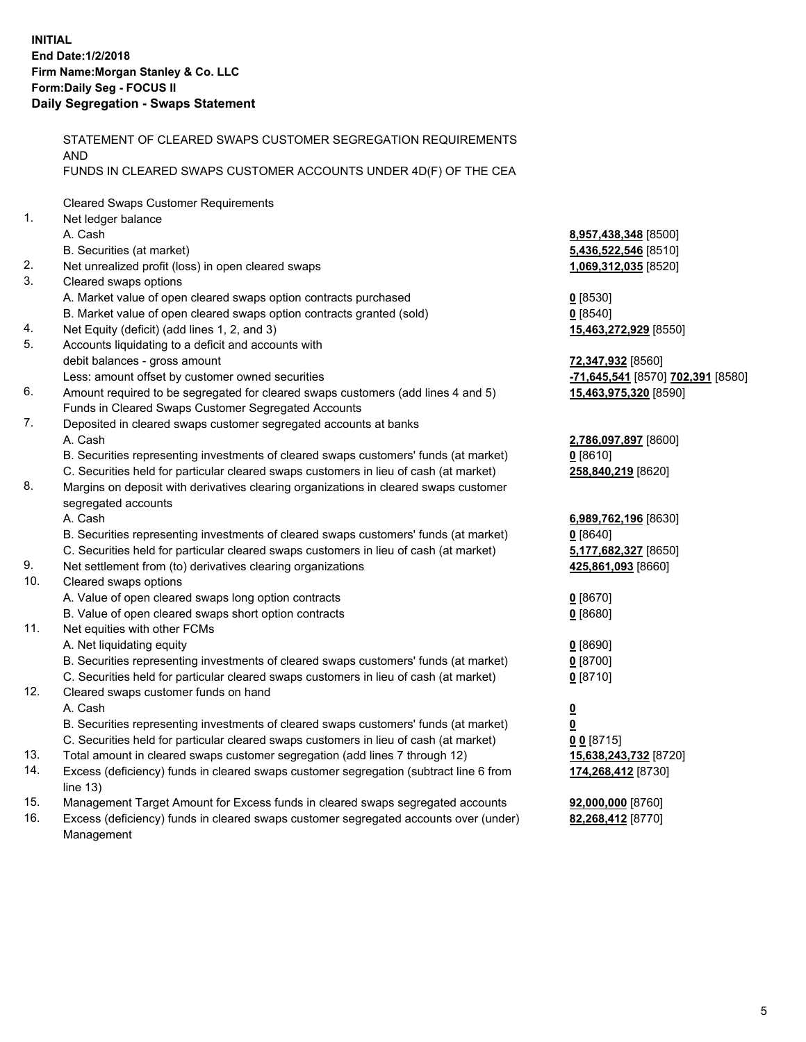**INITIAL**
**End Date:1/2/2018**
**Firm Name:Morgan Stanley & Co. LLC**
**Form:Daily Seg - FOCUS II**
**Daily Segregation - Swaps Statement**

STATEMENT OF CLEARED SWAPS CUSTOMER SEGREGATION REQUIREMENTS AND FUNDS IN CLEARED SWAPS CUSTOMER ACCOUNTS UNDER 4D(F) OF THE CEA

| | | |
|---|---|---|
| | Cleared Swaps Customer Requirements | |
| 1. | Net ledger balance | |
| | A. Cash | **8,957,438,348** [8500] |
| | B. Securities (at market) | **5,436,522,546** [8510] |
| 2. | Net unrealized profit (loss) in open cleared swaps | **1,069,312,035** [8520] |
| 3. | Cleared swaps options | |
| | A. Market value of open cleared swaps option contracts purchased | **0** [8530] |
| | B. Market value of open cleared swaps option contracts granted (sold) | **0** [8540] |
| 4. | Net Equity (deficit) (add lines 1, 2, and 3) | **15,463,272,929** [8550] |
| 5. | Accounts liquidating to a deficit and accounts with debit balances - gross amount | **72,347,932** [8560] |
| | Less: amount offset by customer owned securities | **-71,645,541** [8570] **702,391** [8580] |
| 6. | Amount required to be segregated for cleared swaps customers (add lines 4 and 5) | **15,463,975,320** [8590] |
| | Funds in Cleared Swaps Customer Segregated Accounts | |
| 7. | Deposited in cleared swaps customer segregated accounts at banks | |
| | A. Cash | **2,786,097,897** [8600] |
| | B. Securities representing investments of cleared swaps customers' funds (at market) | **0** [8610] |
| | C. Securities held for particular cleared swaps customers in lieu of cash (at market) | **258,840,219** [8620] |
| 8. | Margins on deposit with derivatives clearing organizations in cleared swaps customer segregated accounts | |
| | A. Cash | **6,989,762,196** [8630] |
| | B. Securities representing investments of cleared swaps customers' funds (at market) | **0** [8640] |
| | C. Securities held for particular cleared swaps customers in lieu of cash (at market) | **5,177,682,327** [8650] |
| 9. | Net settlement from (to) derivatives clearing organizations | **425,861,093** [8660] |
| 10. | Cleared swaps options | |
| | A. Value of open cleared swaps long option contracts | **0** [8670] |
| | B. Value of open cleared swaps short option contracts | **0** [8680] |
| 11. | Net equities with other FCMs | |
| | A. Net liquidating equity | **0** [8690] |
| | B. Securities representing investments of cleared swaps customers' funds (at market) | **0** [8700] |
| | C. Securities held for particular cleared swaps customers in lieu of cash (at market) | **0** [8710] |
| 12. | Cleared swaps customer funds on hand | |
| | A. Cash | **0** |
| | B. Securities representing investments of cleared swaps customers' funds (at market) | **0** |
| | C. Securities held for particular cleared swaps customers in lieu of cash (at market) | **0** **0** [8715] |
| 13. | Total amount in cleared swaps customer segregation (add lines 7 through 12) | **15,638,243,732** [8720] |
| 14. | Excess (deficiency) funds in cleared swaps customer segregation (subtract line 6 from line 13) | **174,268,412** [8730] |
| 15. | Management Target Amount for Excess funds in cleared swaps segregated accounts | **92,000,000** [8760] |
| 16. | Excess (deficiency) funds in cleared swaps customer segregated accounts over (under) Management | **82,268,412** [8770] |